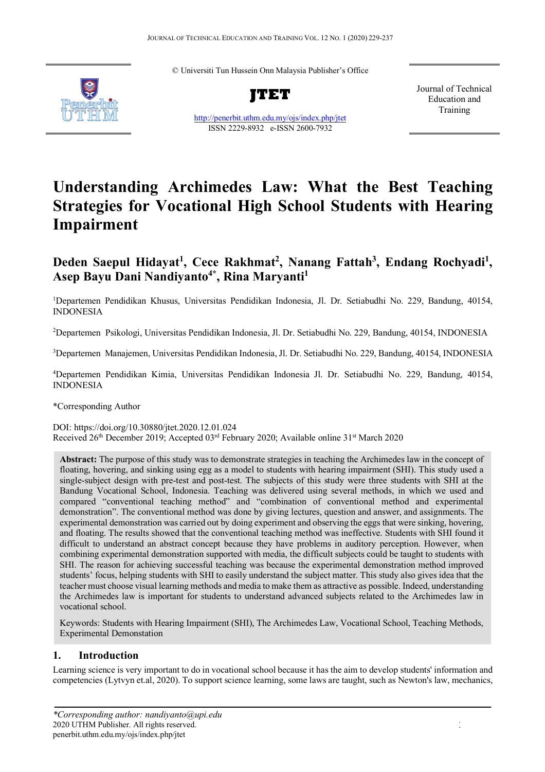© Universiti Tun Hussein Onn Malaysia Publisher's Office

**JTET**

http://penerbit.uthm.edu.my/ojs/index.php/jtet
ISSN 2229-8932 e-ISSN 2600-7932

Journal of Technical Education and Training

# Understanding Archimedes Law: What the Best Teaching Strategies for Vocational High School Students with Hearing Impairment

**Deden Saepul Hidayat[1], Cece Rakhmat[2], Nanang Fattah[3], Endang Rochyadi[1], Asep Bayu Dani Nandiyanto[4*], Rina Maryanti[1]**

[1]Departemen Pendidikan Khusus, Universitas Pendidikan Indonesia, Jl. Dr. Setiabudhi No. 229, Bandung, 40154, INDONESIA

[2]Departemen Psikologi, Universitas Pendidikan Indonesia, Jl. Dr. Setiabudhi No. 229, Bandung, 40154, INDONESIA

[3]Departemen Manajemen, Universitas Pendidikan Indonesia, Jl. Dr. Setiabudhi No. 229, Bandung, 40154, INDONESIA

[4]Departemen Pendidikan Kimia, Universitas Pendidikan Indonesia Jl. Dr. Setiabudhi No. 229, Bandung, 40154, INDONESIA

*Corresponding Author

DOI: https://doi.org/10.30880/jtet.2020.12.01.024
Received 26th December 2019; Accepted 03rd February 2020; Available online 31st March 2020

**Abstract:** The purpose of this study was to demonstrate strategies in teaching the Archimedes law in the concept of floating, hovering, and sinking using egg as a model to students with hearing impairment (SHI). This study used a single-subject design with pre-test and post-test. The subjects of this study were three students with SHI at the Bandung Vocational School, Indonesia. Teaching was delivered using several methods, in which we used and compared "conventional teaching method" and "combination of conventional method and experimental demonstration". The conventional method was done by giving lectures, question and answer, and assignments. The experimental demonstration was carried out by doing experiment and observing the eggs that were sinking, hovering, and floating. The results showed that the conventional teaching method was ineffective. Students with SHI found it difficult to understand an abstract concept because they have problems in auditory perception. However, when combining experimental demonstration supported with media, the difficult subjects could be taught to students with SHI. The reason for achieving successful teaching was because the experimental demonstration method improved students' focus, helping students with SHI to easily understand the subject matter. This study also gives idea that the teacher must choose visual learning methods and media to make them as attractive as possible. Indeed, understanding the Archimedes law is important for students to understand advanced subjects related to the Archimedes law in vocational school.

Keywords: Students with Hearing Impairment (SHI), The Archimedes Law, Vocational School, Teaching Methods, Experimental Demonstation

## 1. Introduction

Learning science is very important to do in vocational school because it has the aim to develop students' information and competencies (Lytvyn et.al, 2020). To support science learning, some laws are taught, such as Newton's law, mechanics,

*\*Corresponding author: nandiyanto@upi.edu*
2020 UTHM Publisher. All rights reserved.
penerbit.uthm.edu.my/ojs/index.php/jtet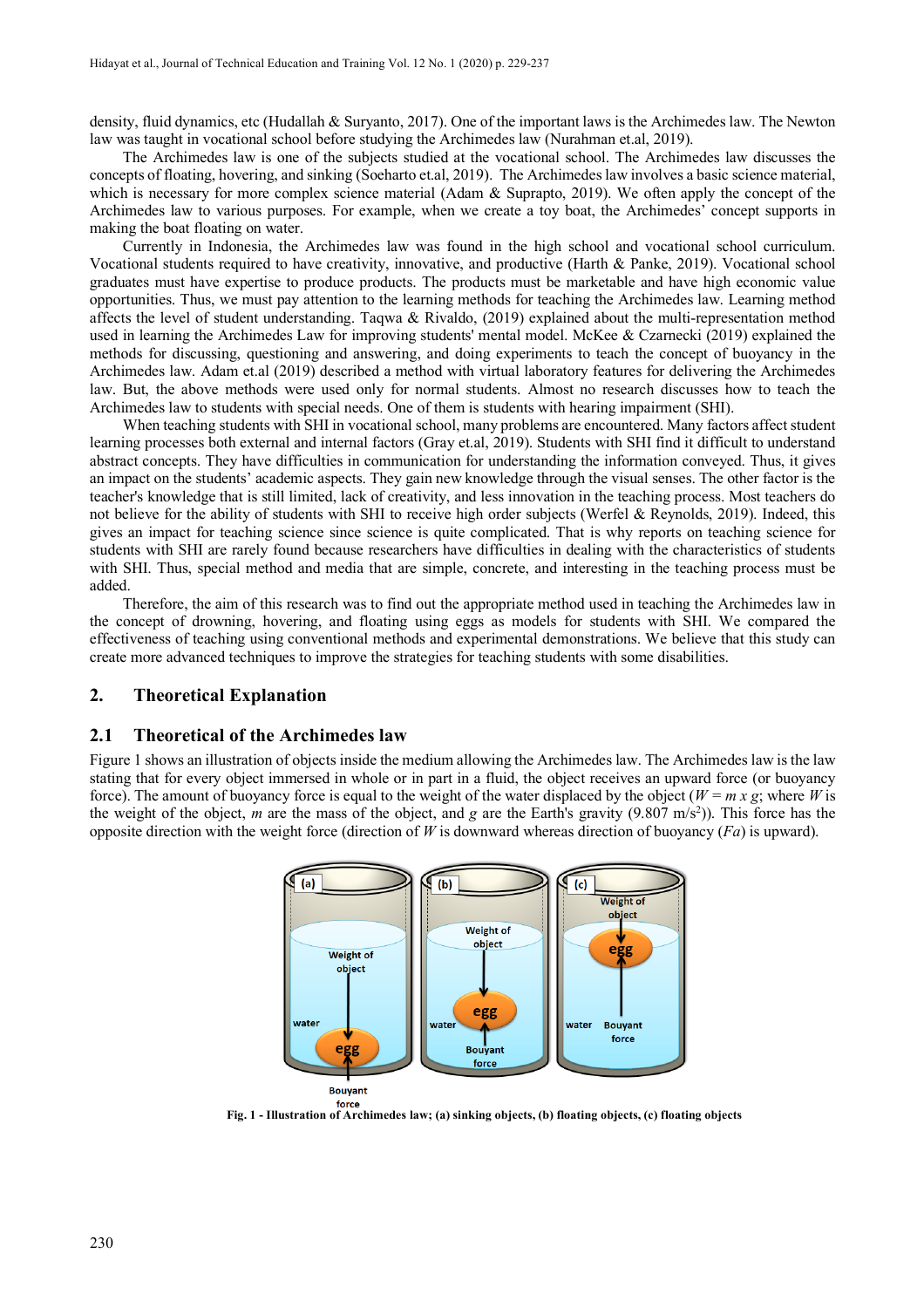density, fluid dynamics, etc (Hudallah & Suryanto, 2017). One of the important laws is the Archimedes law. The Newton law was taught in vocational school before studying the Archimedes law (Nurahman et.al, 2019).

The Archimedes law is one of the subjects studied at the vocational school. The Archimedes law discusses the concepts of floating, hovering, and sinking (Soeharto et.al, 2019). The Archimedes law involves a basic science material, which is necessary for more complex science material (Adam & Suprapto, 2019). We often apply the concept of the Archimedes law to various purposes. For example, when we create a toy boat, the Archimedes' concept supports in making the boat floating on water.

Currently in Indonesia, the Archimedes law was found in the high school and vocational school curriculum. Vocational students required to have creativity, innovative, and productive (Harth & Panke, 2019). Vocational school graduates must have expertise to produce products. The products must be marketable and have high economic value opportunities. Thus, we must pay attention to the learning methods for teaching the Archimedes law. Learning method affects the level of student understanding. Taqwa & Rivaldo, (2019) explained about the multi-representation method used in learning the Archimedes Law for improving students' mental model. McKee & Czarnecki (2019) explained the methods for discussing, questioning and answering, and doing experiments to teach the concept of buoyancy in the Archimedes law. Adam et.al (2019) described a method with virtual laboratory features for delivering the Archimedes law. But, the above methods were used only for normal students. Almost no research discusses how to teach the Archimedes law to students with special needs. One of them is students with hearing impairment (SHI).

When teaching students with SHI in vocational school, many problems are encountered. Many factors affect student learning processes both external and internal factors (Gray et.al, 2019). Students with SHI find it difficult to understand abstract concepts. They have difficulties in communication for understanding the information conveyed. Thus, it gives an impact on the students' academic aspects. They gain new knowledge through the visual senses. The other factor is the teacher's knowledge that is still limited, lack of creativity, and less innovation in the teaching process. Most teachers do not believe for the ability of students with SHI to receive high order subjects (Werfel & Reynolds, 2019). Indeed, this gives an impact for teaching science since science is quite complicated. That is why reports on teaching science for students with SHI are rarely found because researchers have difficulties in dealing with the characteristics of students with SHI. Thus, special method and media that are simple, concrete, and interesting in the teaching process must be added.

Therefore, the aim of this research was to find out the appropriate method used in teaching the Archimedes law in the concept of drowning, hovering, and floating using eggs as models for students with SHI. We compared the effectiveness of teaching using conventional methods and experimental demonstrations. We believe that this study can create more advanced techniques to improve the strategies for teaching students with some disabilities.

## 2. Theoretical Explanation

### 2.1 Theoretical of the Archimedes law

Figure 1 shows an illustration of objects inside the medium allowing the Archimedes law. The Archimedes law is the law stating that for every object immersed in whole or in part in a fluid, the object receives an upward force (or buoyancy force). The amount of buoyancy force is equal to the weight of the water displaced by the object ($W = m \times g$; where $W$ is the weight of the object, $m$ are the mass of the object, and $g$ are the Earth's gravity (9.807 m/s$^2$)). This force has the opposite direction with the weight force (direction of $W$ is downward whereas direction of buoyancy ($Fa$) is upward).

**Fig. 1 - Illustration of Archimedes law; (a) sinking objects, (b) floating objects, (c) floating objects**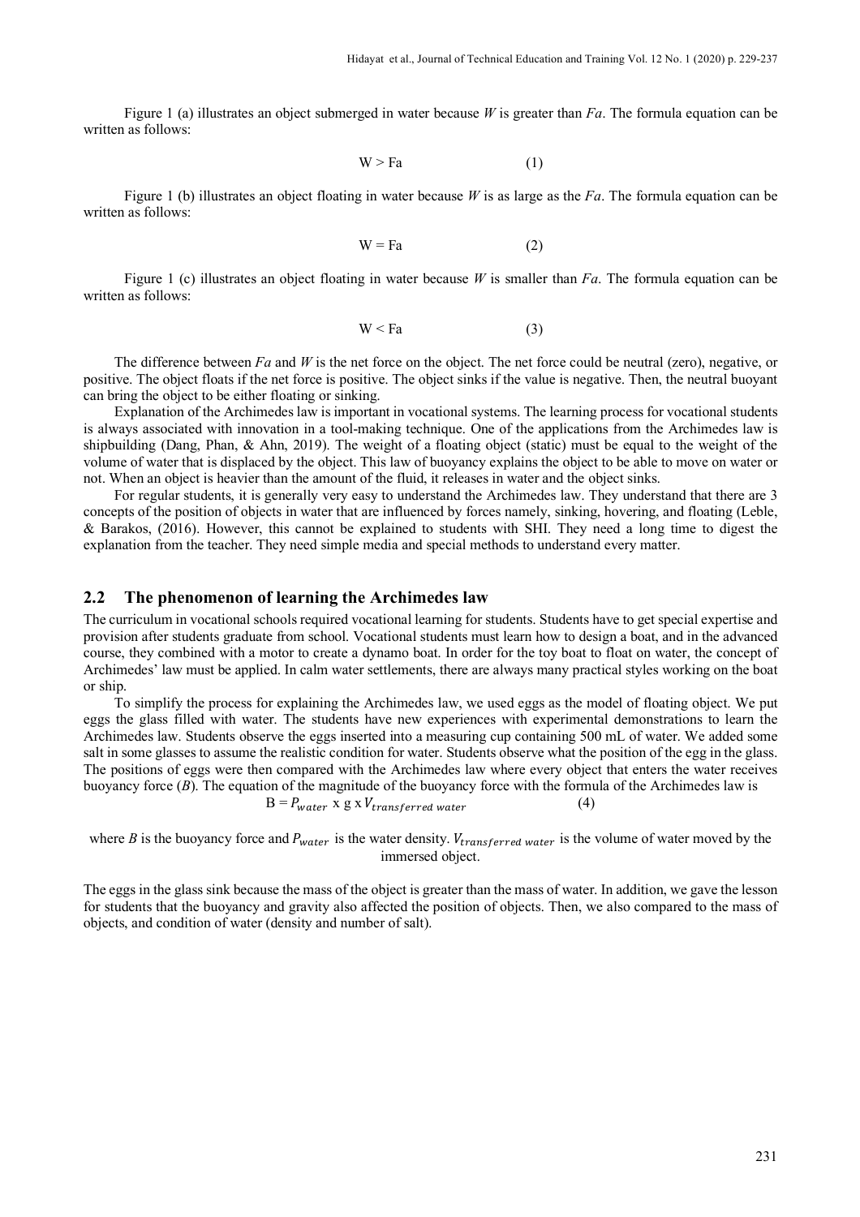Figure 1 (a) illustrates an object submerged in water because *W* is greater than *Fa*. The formula equation can be written as follows:

$$W > Fa \qquad (1)$$

Figure 1 (b) illustrates an object floating in water because *W* is as large as the *Fa*. The formula equation can be written as follows:

$$W = Fa \qquad (2)$$

Figure 1 (c) illustrates an object floating in water because *W* is smaller than *Fa*. The formula equation can be written as follows:

$$W < Fa \qquad (3)$$

The difference between *Fa* and *W* is the net force on the object. The net force could be neutral (zero), negative, or positive. The object floats if the net force is positive. The object sinks if the value is negative. Then, the neutral buoyant can bring the object to be either floating or sinking.

Explanation of the Archimedes law is important in vocational systems. The learning process for vocational students is always associated with innovation in a tool-making technique. One of the applications from the Archimedes law is shipbuilding (Dang, Phan, & Ahn, 2019). The weight of a floating object (static) must be equal to the weight of the volume of water that is displaced by the object. This law of buoyancy explains the object to be able to move on water or not. When an object is heavier than the amount of the fluid, it releases in water and the object sinks.

For regular students, it is generally very easy to understand the Archimedes law. They understand that there are 3 concepts of the position of objects in water that are influenced by forces namely, sinking, hovering, and floating (Leble, & Barakos, (2016). However, this cannot be explained to students with SHI. They need a long time to digest the explanation from the teacher. They need simple media and special methods to understand every matter.

## 2.2 The phenomenon of learning the Archimedes law

The curriculum in vocational schools required vocational learning for students. Students have to get special expertise and provision after students graduate from school. Vocational students must learn how to design a boat, and in the advanced course, they combined with a motor to create a dynamo boat. In order for the toy boat to float on water, the concept of Archimedes' law must be applied. In calm water settlements, there are always many practical styles working on the boat or ship.

To simplify the process for explaining the Archimedes law, we used eggs as the model of floating object. We put eggs the glass filled with water. The students have new experiences with experimental demonstrations to learn the Archimedes law. Students observe the eggs inserted into a measuring cup containing 500 mL of water. We added some salt in some glasses to assume the realistic condition for water. Students observe what the position of the egg in the glass. The positions of eggs were then compared with the Archimedes law where every object that enters the water receives buoyancy force (*B*). The equation of the magnitude of the buoyancy force with the formula of the Archimedes law is

$$B = P_{water} \text{ x g x } V_{transferred\ water} \qquad (4)$$

where *B* is the buoyancy force and $P_{water}$ is the water density. $V_{transferred\ water}$ is the volume of water moved by the immersed object.

The eggs in the glass sink because the mass of the object is greater than the mass of water. In addition, we gave the lesson for students that the buoyancy and gravity also affected the position of objects. Then, we also compared to the mass of objects, and condition of water (density and number of salt).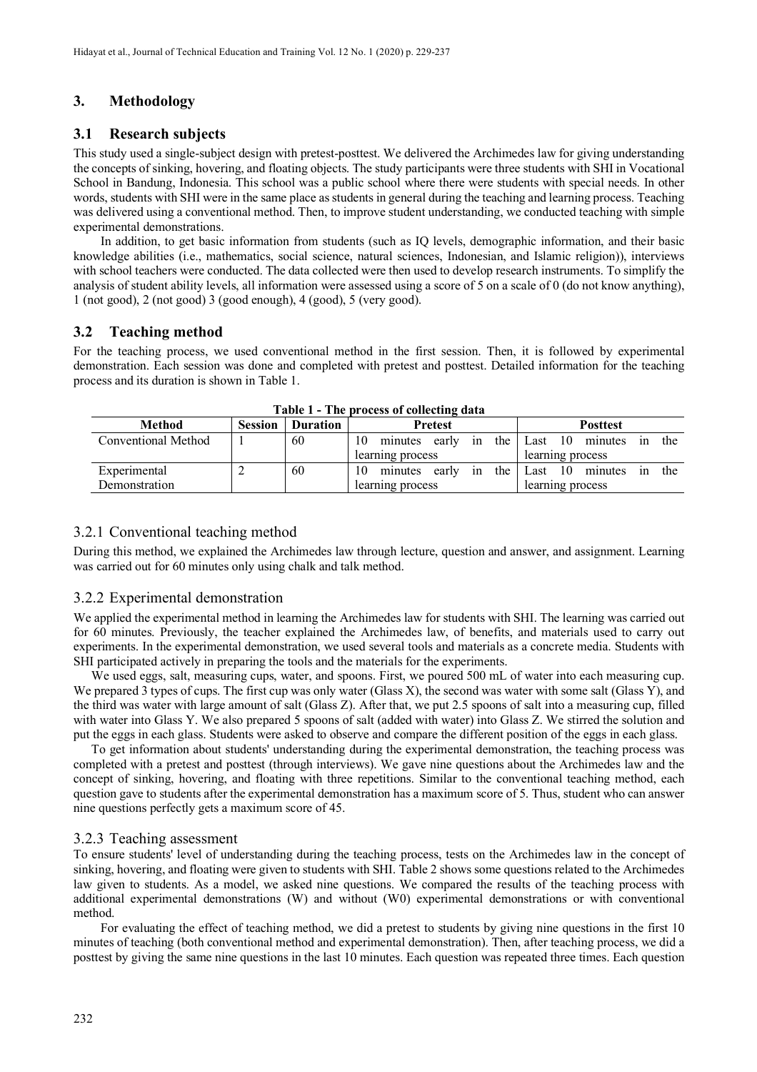## 3. Methodology

### 3.1 Research subjects

This study used a single-subject design with pretest-posttest. We delivered the Archimedes law for giving understanding the concepts of sinking, hovering, and floating objects. The study participants were three students with SHI in Vocational School in Bandung, Indonesia. This school was a public school where there were students with special needs. In other words, students with SHI were in the same place as students in general during the teaching and learning process. Teaching was delivered using a conventional method. Then, to improve student understanding, we conducted teaching with simple experimental demonstrations.

In addition, to get basic information from students (such as IQ levels, demographic information, and their basic knowledge abilities (i.e., mathematics, social science, natural sciences, Indonesian, and Islamic religion)), interviews with school teachers were conducted. The data collected were then used to develop research instruments. To simplify the analysis of student ability levels, all information were assessed using a score of 5 on a scale of 0 (do not know anything), 1 (not good), 2 (not good) 3 (good enough), 4 (good), 5 (very good).

### 3.2 Teaching method

For the teaching process, we used conventional method in the first session. Then, it is followed by experimental demonstration. Each session was done and completed with pretest and posttest. Detailed information for the teaching process and its duration is shown in Table 1.

**Table 1 - The process of collecting data**

| Method | Session | Duration | Pretest | Posttest |
|---|---|---|---|---|
| Conventional Method | 1 | 60 | 10 minutes early in the learning process | Last 10 minutes in the learning process |
| Experimental Demonstration | 2 | 60 | 10 minutes early in the learning process | Last 10 minutes in the learning process |

#### 3.2.1 Conventional teaching method

During this method, we explained the Archimedes law through lecture, question and answer, and assignment. Learning was carried out for 60 minutes only using chalk and talk method.

#### 3.2.2 Experimental demonstration

We applied the experimental method in learning the Archimedes law for students with SHI. The learning was carried out for 60 minutes. Previously, the teacher explained the Archimedes law, of benefits, and materials used to carry out experiments. In the experimental demonstration, we used several tools and materials as a concrete media. Students with SHI participated actively in preparing the tools and the materials for the experiments.

We used eggs, salt, measuring cups, water, and spoons. First, we poured 500 mL of water into each measuring cup. We prepared 3 types of cups. The first cup was only water (Glass X), the second was water with some salt (Glass Y), and the third was water with large amount of salt (Glass Z). After that, we put 2.5 spoons of salt into a measuring cup, filled with water into Glass Y. We also prepared 5 spoons of salt (added with water) into Glass Z. We stirred the solution and put the eggs in each glass. Students were asked to observe and compare the different position of the eggs in each glass.

To get information about students' understanding during the experimental demonstration, the teaching process was completed with a pretest and posttest (through interviews). We gave nine questions about the Archimedes law and the concept of sinking, hovering, and floating with three repetitions. Similar to the conventional teaching method, each question gave to students after the experimental demonstration has a maximum score of 5. Thus, student who can answer nine questions perfectly gets a maximum score of 45.

#### 3.2.3 Teaching assessment

To ensure students' level of understanding during the teaching process, tests on the Archimedes law in the concept of sinking, hovering, and floating were given to students with SHI. Table 2 shows some questions related to the Archimedes law given to students. As a model, we asked nine questions. We compared the results of the teaching process with additional experimental demonstrations (W) and without (W0) experimental demonstrations or with conventional method.

For evaluating the effect of teaching method, we did a pretest to students by giving nine questions in the first 10 minutes of teaching (both conventional method and experimental demonstration). Then, after teaching process, we did a posttest by giving the same nine questions in the last 10 minutes. Each question was repeated three times. Each question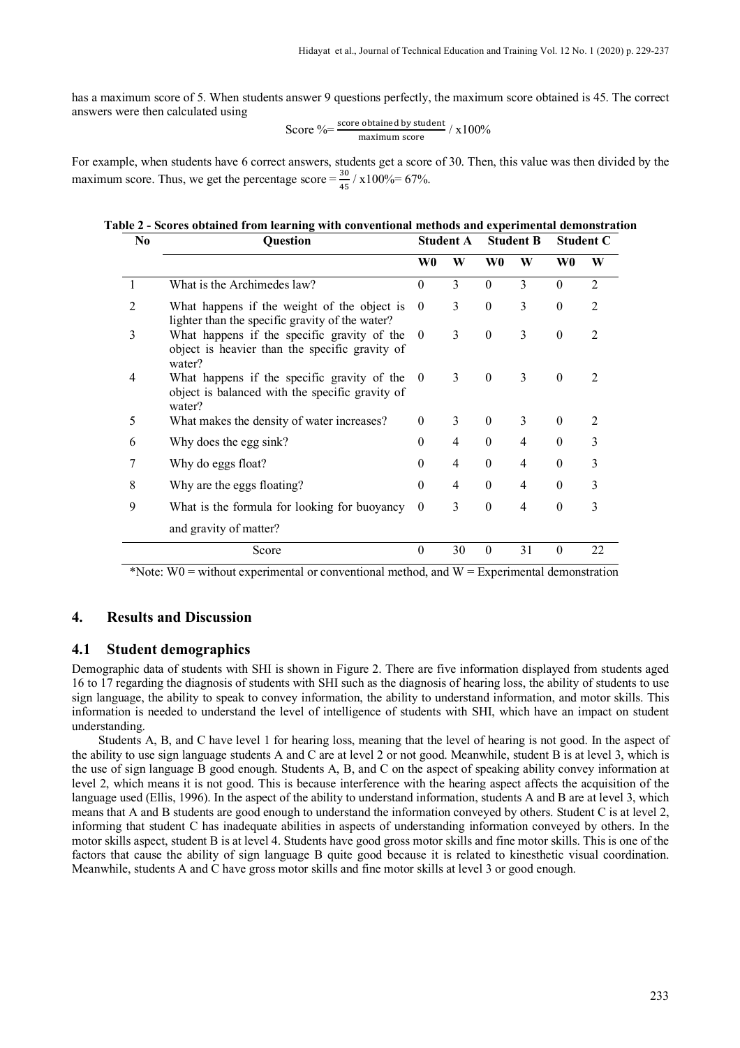has a maximum score of 5. When students answer 9 questions perfectly, the maximum score obtained is 45. The correct answers were then calculated using

$$\text{Score \%} = \frac{\text{score obtained by student}}{\text{maximum score}} / \text{x}100\%$$

For example, when students have 6 correct answers, students get a score of 30. Then, this value was then divided by the maximum score. Thus, we get the percentage score = $\frac{30}{45}$ / x100%= 67%.

**Table 2 - Scores obtained from learning with conventional methods and experimental demonstration**

| No | Question | Student A | | Student B | | Student C | |
|---|---|---|---|---|---|---|---|
| | | W0 | W | W0 | W | W0 | W |
| 1 | What is the Archimedes law? | 0 | 3 | 0 | 3 | 0 | 2 |
| 2 | What happens if the weight of the object is lighter than the specific gravity of the water? | 0 | 3 | 0 | 3 | 0 | 2 |
| 3 | What happens if the specific gravity of the object is heavier than the specific gravity of water? | 0 | 3 | 0 | 3 | 0 | 2 |
| 4 | What happens if the specific gravity of the object is balanced with the specific gravity of water? | 0 | 3 | 0 | 3 | 0 | 2 |
| 5 | What makes the density of water increases? | 0 | 3 | 0 | 3 | 0 | 2 |
| 6 | Why does the egg sink? | 0 | 4 | 0 | 4 | 0 | 3 |
| 7 | Why do eggs float? | 0 | 4 | 0 | 4 | 0 | 3 |
| 8 | Why are the eggs floating? | 0 | 4 | 0 | 4 | 0 | 3 |
| 9 | What is the formula for looking for buoyancy and gravity of matter? | 0 | 3 | 0 | 4 | 0 | 3 |
| | Score | 0 | 30 | 0 | 31 | 0 | 22 |

*Note: W0 = without experimental or conventional method, and W = Experimental demonstration

## 4. Results and Discussion

### 4.1 Student demographics

Demographic data of students with SHI is shown in Figure 2. There are five information displayed from students aged 16 to 17 regarding the diagnosis of students with SHI such as the diagnosis of hearing loss, the ability of students to use sign language, the ability to speak to convey information, the ability to understand information, and motor skills. This information is needed to understand the level of intelligence of students with SHI, which have an impact on student understanding.

Students A, B, and C have level 1 for hearing loss, meaning that the level of hearing is not good. In the aspect of the ability to use sign language students A and C are at level 2 or not good. Meanwhile, student B is at level 3, which is the use of sign language B good enough. Students A, B, and C on the aspect of speaking ability convey information at level 2, which means it is not good. This is because interference with the hearing aspect affects the acquisition of the language used (Ellis, 1996). In the aspect of the ability to understand information, students A and B are at level 3, which means that A and B students are good enough to understand the information conveyed by others. Student C is at level 2, informing that student C has inadequate abilities in aspects of understanding information conveyed by others. In the motor skills aspect, student B is at level 4. Students have good gross motor skills and fine motor skills. This is one of the factors that cause the ability of sign language B quite good because it is related to kinesthetic visual coordination. Meanwhile, students A and C have gross motor skills and fine motor skills at level 3 or good enough.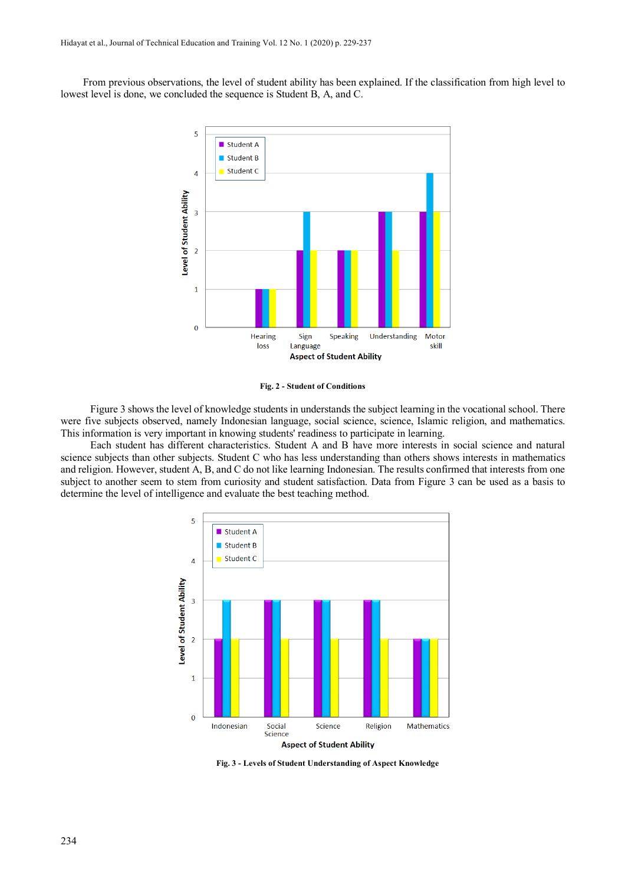From previous observations, the level of student ability has been explained. If the classification from high level to lowest level is done, we concluded the sequence is Student B, A, and C.

**Fig. 2 - Student of Conditions**

Figure 3 shows the level of knowledge students in understands the subject learning in the vocational school. There were five subjects observed, namely Indonesian language, social science, science, Islamic religion, and mathematics. This information is very important in knowing students' readiness to participate in learning.

Each student has different characteristics. Student A and B have more interests in social science and natural science subjects than other subjects. Student C who has less understanding than others shows interests in mathematics and religion. However, student A, B, and C do not like learning Indonesian. The results confirmed that interests from one subject to another seem to stem from curiosity and student satisfaction. Data from Figure 3 can be used as a basis to determine the level of intelligence and evaluate the best teaching method.

**Fig. 3 - Levels of Student Understanding of Aspect Knowledge**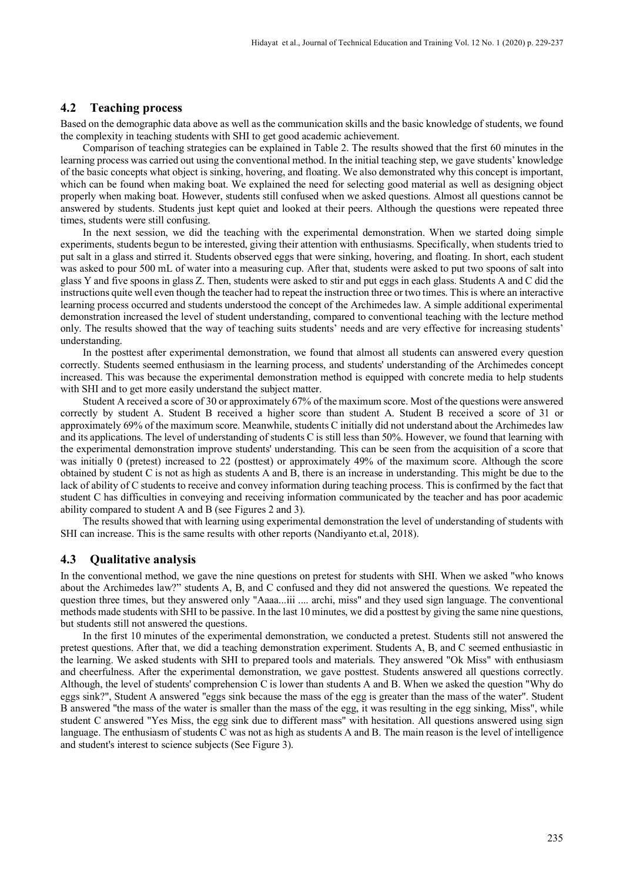### 4.2 Teaching process

Based on the demographic data above as well as the communication skills and the basic knowledge of students, we found the complexity in teaching students with SHI to get good academic achievement.

Comparison of teaching strategies can be explained in Table 2. The results showed that the first 60 minutes in the learning process was carried out using the conventional method. In the initial teaching step, we gave students' knowledge of the basic concepts what object is sinking, hovering, and floating. We also demonstrated why this concept is important, which can be found when making boat. We explained the need for selecting good material as well as designing object properly when making boat. However, students still confused when we asked questions. Almost all questions cannot be answered by students. Students just kept quiet and looked at their peers. Although the questions were repeated three times, students were still confusing.

In the next session, we did the teaching with the experimental demonstration. When we started doing simple experiments, students begun to be interested, giving their attention with enthusiasms. Specifically, when students tried to put salt in a glass and stirred it. Students observed eggs that were sinking, hovering, and floating. In short, each student was asked to pour 500 mL of water into a measuring cup. After that, students were asked to put two spoons of salt into glass Y and five spoons in glass Z. Then, students were asked to stir and put eggs in each glass. Students A and C did the instructions quite well even though the teacher had to repeat the instruction three or two times. This is where an interactive learning process occurred and students understood the concept of the Archimedes law. A simple additional experimental demonstration increased the level of student understanding, compared to conventional teaching with the lecture method only. The results showed that the way of teaching suits students' needs and are very effective for increasing students' understanding.

In the posttest after experimental demonstration, we found that almost all students can answered every question correctly. Students seemed enthusiasm in the learning process, and students' understanding of the Archimedes concept increased. This was because the experimental demonstration method is equipped with concrete media to help students with SHI and to get more easily understand the subject matter.

Student A received a score of 30 or approximately 67% of the maximum score. Most of the questions were answered correctly by student A. Student B received a higher score than student A. Student B received a score of 31 or approximately 69% of the maximum score. Meanwhile, students C initially did not understand about the Archimedes law and its applications. The level of understanding of students C is still less than 50%. However, we found that learning with the experimental demonstration improve students' understanding. This can be seen from the acquisition of a score that was initially 0 (pretest) increased to 22 (posttest) or approximately 49% of the maximum score. Although the score obtained by student C is not as high as students A and B, there is an increase in understanding. This might be due to the lack of ability of C students to receive and convey information during teaching process. This is confirmed by the fact that student C has difficulties in conveying and receiving information communicated by the teacher and has poor academic ability compared to student A and B (see Figures 2 and 3).

The results showed that with learning using experimental demonstration the level of understanding of students with SHI can increase. This is the same results with other reports (Nandiyanto et.al, 2018).

### 4.3 Qualitative analysis

In the conventional method, we gave the nine questions on pretest for students with SHI. When we asked "who knows about the Archimedes law?" students A, B, and C confused and they did not answered the questions. We repeated the question three times, but they answered only "Aaaa...iii .... archi, miss" and they used sign language. The conventional methods made students with SHI to be passive. In the last 10 minutes, we did a posttest by giving the same nine questions, but students still not answered the questions.

In the first 10 minutes of the experimental demonstration, we conducted a pretest. Students still not answered the pretest questions. After that, we did a teaching demonstration experiment. Students A, B, and C seemed enthusiastic in the learning. We asked students with SHI to prepared tools and materials. They answered "Ok Miss" with enthusiasm and cheerfulness. After the experimental demonstration, we gave posttest. Students answered all questions correctly. Although, the level of students' comprehension C is lower than students A and B. When we asked the question "Why do eggs sink?", Student A answered "eggs sink because the mass of the egg is greater than the mass of the water". Student B answered "the mass of the water is smaller than the mass of the egg, it was resulting in the egg sinking, Miss", while student C answered "Yes Miss, the egg sink due to different mass" with hesitation. All questions answered using sign language. The enthusiasm of students C was not as high as students A and B. The main reason is the level of intelligence and student's interest to science subjects (See Figure 3).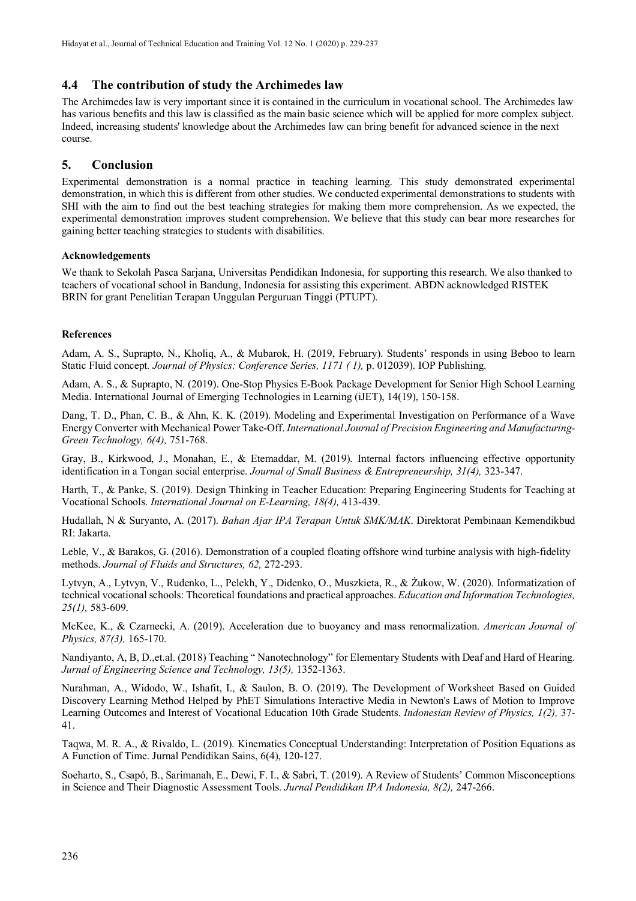### 4.4 The contribution of study the Archimedes law

The Archimedes law is very important since it is contained in the curriculum in vocational school. The Archimedes law has various benefits and this law is classified as the main basic science which will be applied for more complex subject. Indeed, increasing students' knowledge about the Archimedes law can bring benefit for advanced science in the next course.

## 5. Conclusion

Experimental demonstration is a normal practice in teaching learning. This study demonstrated experimental demonstration, in which this is different from other studies. We conducted experimental demonstrations to students with SHI with the aim to find out the best teaching strategies for making them more comprehension. As we expected, the experimental demonstration improves student comprehension. We believe that this study can bear more researches for gaining better teaching strategies to students with disabilities.

#### Acknowledgements

We thank to Sekolah Pasca Sarjana, Universitas Pendidikan Indonesia, for supporting this research. We also thanked to teachers of vocational school in Bandung, Indonesia for assisting this experiment. ABDN acknowledged RISTEK BRIN for grant Penelitian Terapan Unggulan Perguruan Tinggi (PTUPT).

#### References

Adam, A. S., Suprapto, N., Kholiq, A., & Mubarok, H. (2019, February). Students' responds in using Beboo to learn Static Fluid concept. *Journal of Physics: Conference Series, 1171 ( 1),* p. 012039). IOP Publishing.

Adam, A. S., & Suprapto, N. (2019). One-Stop Physics E-Book Package Development for Senior High School Learning Media. International Journal of Emerging Technologies in Learning (iJET), 14(19), 150-158.

Dang, T. D., Phan, C. B., & Ahn, K. K. (2019). Modeling and Experimental Investigation on Performance of a Wave Energy Converter with Mechanical Power Take-Off. *International Journal of Precision Engineering and Manufacturing-Green Technology, 6(4),* 751-768.

Gray, B., Kirkwood, J., Monahan, E., & Etemaddar, M. (2019). Internal factors influencing effective opportunity identification in a Tongan social enterprise. *Journal of Small Business & Entrepreneurship, 31(4),* 323-347.

Harth, T., & Panke, S. (2019). Design Thinking in Teacher Education: Preparing Engineering Students for Teaching at Vocational Schools. *International Journal on E-Learning, 18(4),* 413-439.

Hudallah, N & Suryanto, A. (2017). *Bahan Ajar IPA Terapan Untuk SMK/MAK*. Direktorat Pembinaan Kemendikbud RI: Jakarta.

Leble, V., & Barakos, G. (2016). Demonstration of a coupled floating offshore wind turbine analysis with high-fidelity methods. *Journal of Fluids and Structures, 62,* 272-293.

Lytvyn, A., Lytvyn, V., Rudenko, L., Pelekh, Y., Didenko, O., Muszkieta, R., & Żukow, W. (2020). Informatization of technical vocational schools: Theoretical foundations and practical approaches. *Education and Information Technologies, 25(1),* 583-609.

McKee, K., & Czarnecki, A. (2019). Acceleration due to buoyancy and mass renormalization. *American Journal of Physics, 87(3),* 165-170.

Nandiyanto, A, B, D.,et.al. (2018) Teaching " Nanotechnology" for Elementary Students with Deaf and Hard of Hearing. *Jurnal of Engineering Science and Technology, 13(5),* 1352-1363.

Nurahman, A., Widodo, W., Ishafit, I., & Saulon, B. O. (2019). The Development of Worksheet Based on Guided Discovery Learning Method Helped by PhET Simulations Interactive Media in Newton's Laws of Motion to Improve Learning Outcomes and Interest of Vocational Education 10th Grade Students. *Indonesian Review of Physics, 1(2),* 37-41.

Taqwa, M. R. A., & Rivaldo, L. (2019). Kinematics Conceptual Understanding: Interpretation of Position Equations as A Function of Time. Jurnal Pendidikan Sains, 6(4), 120-127.

Soeharto, S., Csapó, B., Sarimanah, E., Dewi, F. I., & Sabri, T. (2019). A Review of Students' Common Misconceptions in Science and Their Diagnostic Assessment Tools. *Jurnal Pendidikan IPA Indonesia, 8(2),* 247-266.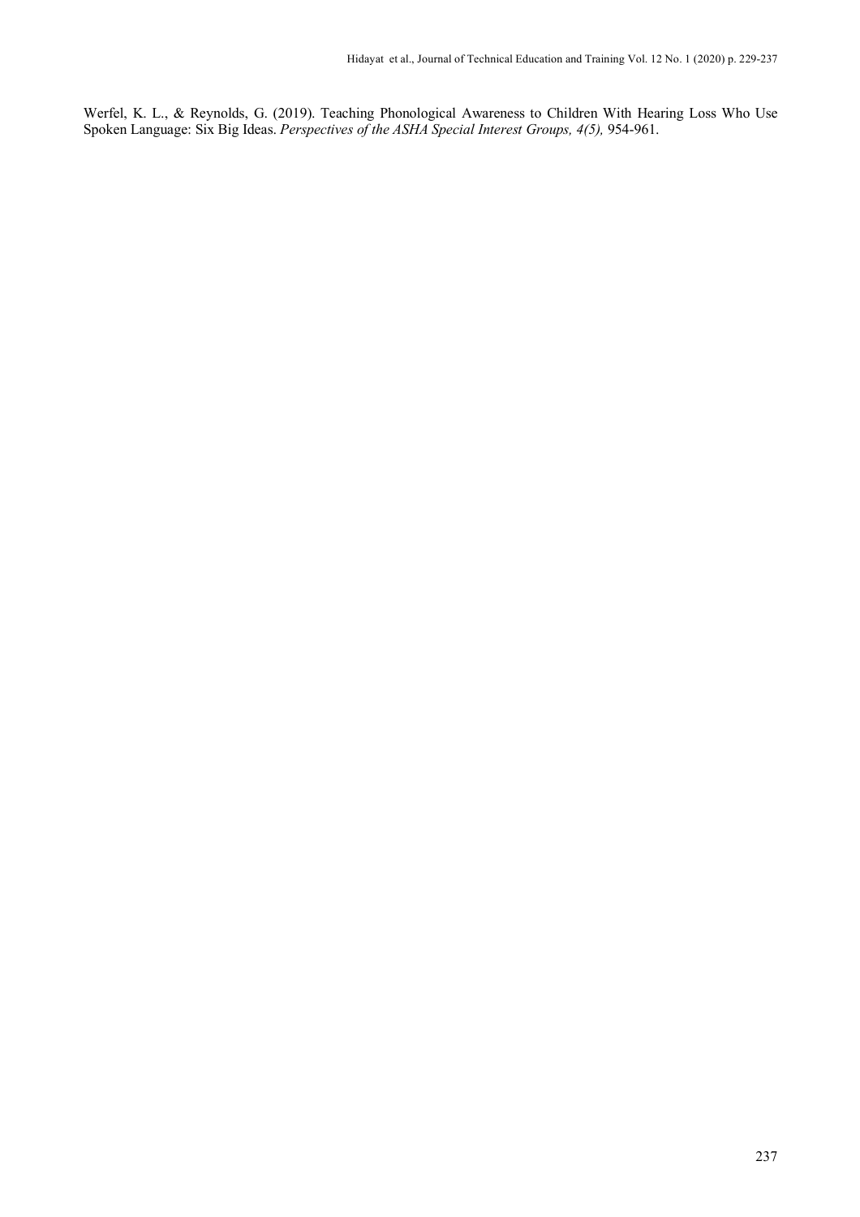Werfel, K. L., & Reynolds, G. (2019). Teaching Phonological Awareness to Children With Hearing Loss Who Use Spoken Language: Six Big Ideas. *Perspectives of the ASHA Special Interest Groups, 4(5),* 954-961.